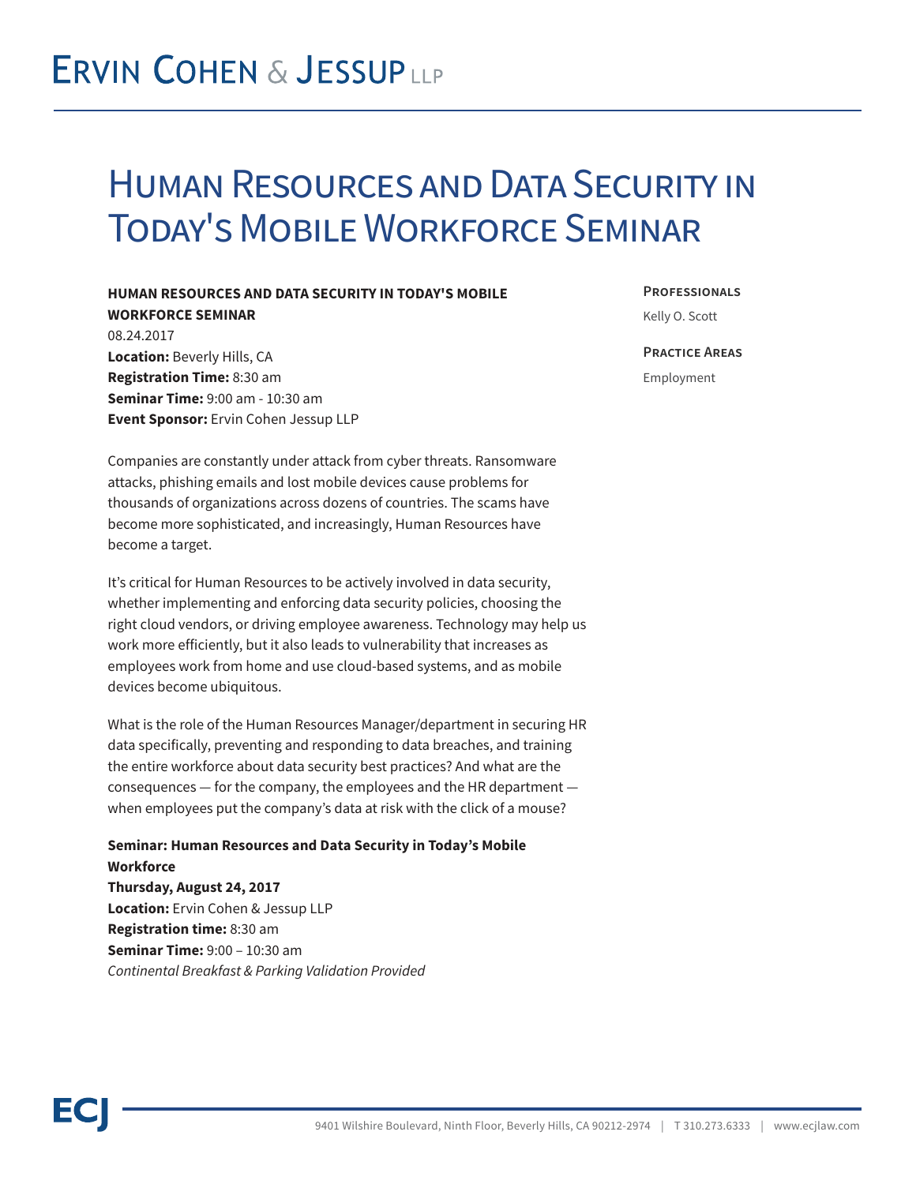# Ervin Cohen & Jessup LLP

# Human Resources and Data Security in Today's Mobile Workforce Seminar

**HUMAN RESOURCES AND DATA SECURITY IN TODAY'S MOBILE WORKFORCE SEMINAR**
08.24.2017
**Location:** Beverly Hills, CA
**Registration Time:** 8:30 am
**Seminar Time:** 9:00 am - 10:30 am
**Event Sponsor:** Ervin Cohen Jessup LLP

**Professionals**

Kelly O. Scott

**Practice Areas**

Employment

Companies are constantly under attack from cyber threats. Ransomware attacks, phishing emails and lost mobile devices cause problems for thousands of organizations across dozens of countries. The scams have become more sophisticated, and increasingly, Human Resources have become a target.

It's critical for Human Resources to be actively involved in data security, whether implementing and enforcing data security policies, choosing the right cloud vendors, or driving employee awareness. Technology may help us work more efficiently, but it also leads to vulnerability that increases as employees work from home and use cloud-based systems, and as mobile devices become ubiquitous.

What is the role of the Human Resources Manager/department in securing HR data specifically, preventing and responding to data breaches, and training the entire workforce about data security best practices? And what are the consequences — for the company, the employees and the HR department — when employees put the company's data at risk with the click of a mouse?

**Seminar: Human Resources and Data Security in Today's Mobile Workforce**
**Thursday, August 24, 2017**
**Location:** Ervin Cohen & Jessup LLP
**Registration time:** 8:30 am
**Seminar Time:** 9:00 – 10:30 am
*Continental Breakfast & Parking Validation Provided*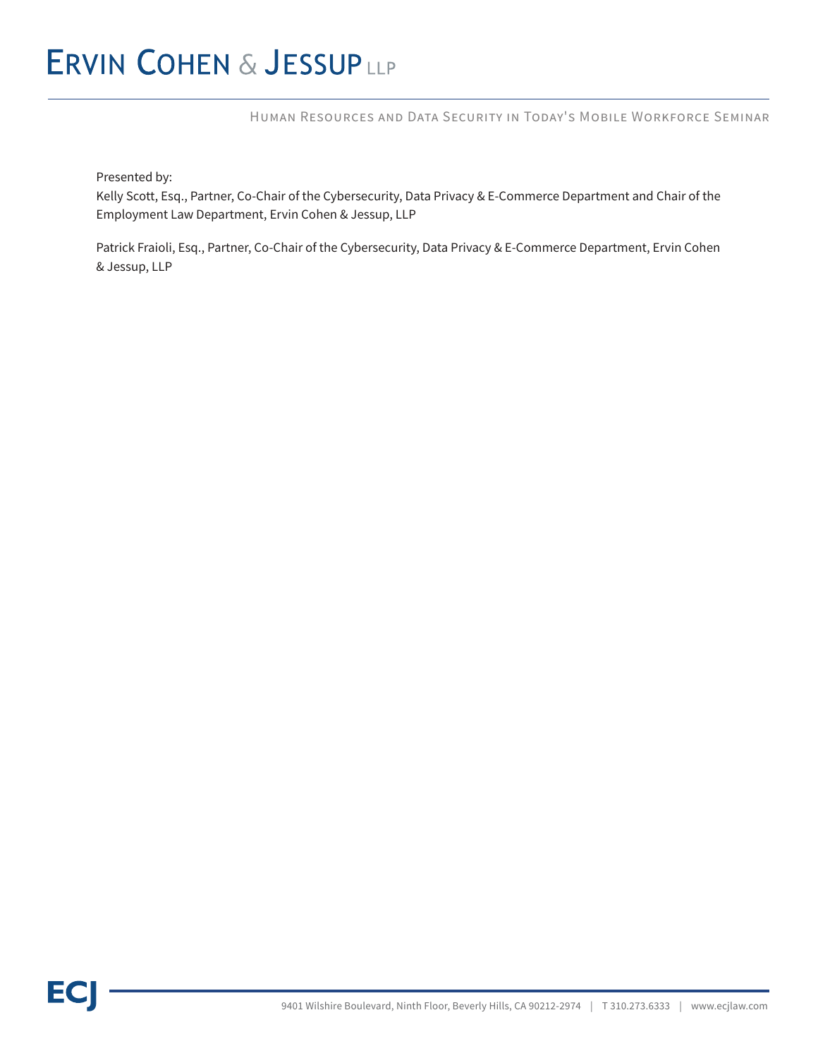Presented by:

Kelly Scott, Esq., Partner, Co-Chair of the Cybersecurity, Data Privacy & E-Commerce Department and Chair of the Employment Law Department, Ervin Cohen & Jessup, LLP

Patrick Fraioli, Esq., Partner, Co-Chair of the Cybersecurity, Data Privacy & E-Commerce Department, Ervin Cohen & Jessup, LLP